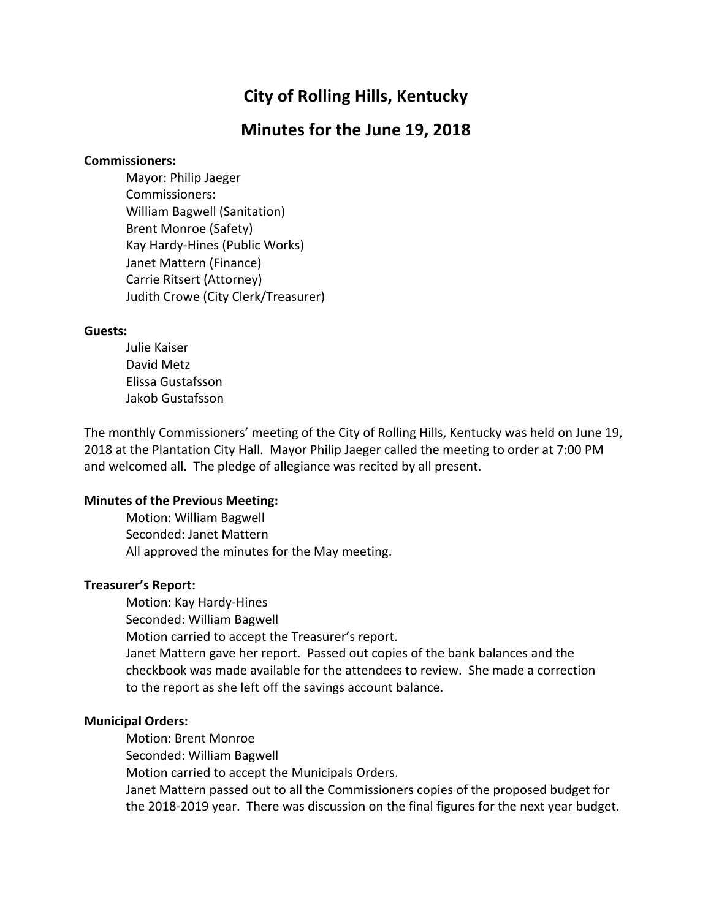# City of Rolling Hills, Kentucky

## Minutes for the June 19, 2018

**Commissioners:**

Mayor: Philip Jaeger
Commissioners:
William Bagwell (Sanitation)
Brent Monroe (Safety)
Kay Hardy-Hines (Public Works)
Janet Mattern (Finance)
Carrie Ritsert (Attorney)
Judith Crowe (City Clerk/Treasurer)

**Guests:**

Julie Kaiser
David Metz
Elissa Gustafsson
Jakob Gustafsson

The monthly Commissioners' meeting of the City of Rolling Hills, Kentucky was held on June 19, 2018 at the Plantation City Hall. Mayor Philip Jaeger called the meeting to order at 7:00 PM and welcomed all. The pledge of allegiance was recited by all present.

**Minutes of the Previous Meeting:**

Motion: William Bagwell
Seconded: Janet Mattern
All approved the minutes for the May meeting.

**Treasurer's Report:**

Motion: Kay Hardy-Hines
Seconded: William Bagwell
Motion carried to accept the Treasurer's report.
Janet Mattern gave her report. Passed out copies of the bank balances and the checkbook was made available for the attendees to review. She made a correction to the report as she left off the savings account balance.

**Municipal Orders:**

Motion: Brent Monroe
Seconded: William Bagwell
Motion carried to accept the Municipals Orders.
Janet Mattern passed out to all the Commissioners copies of the proposed budget for the 2018-2019 year. There was discussion on the final figures for the next year budget.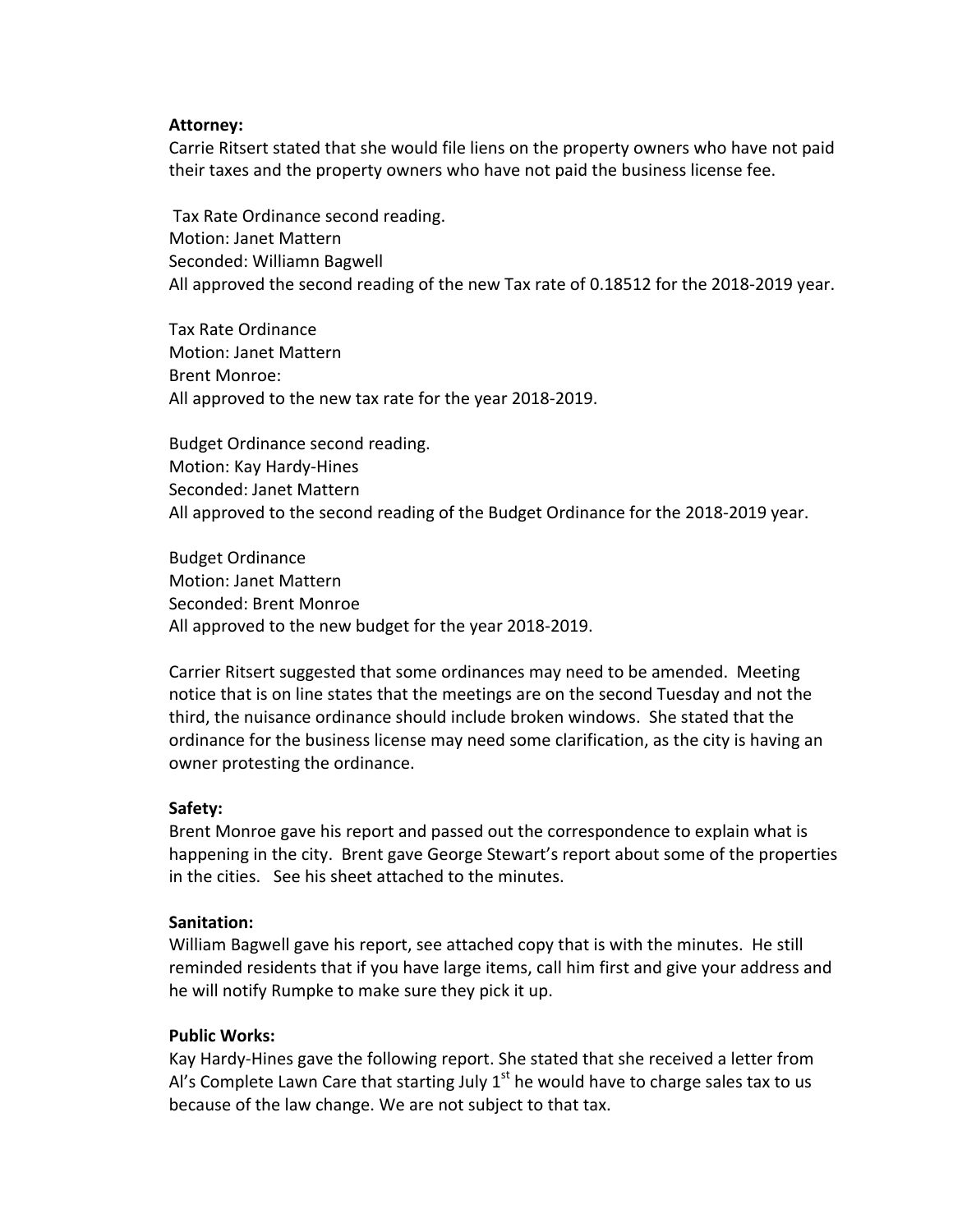**Attorney:**
Carrie Ritsert stated that she would file liens on the property owners who have not paid their taxes and the property owners who have not paid the business license fee.

Tax Rate Ordinance second reading.
Motion: Janet Mattern
Seconded: Williamn Bagwell
All approved the second reading of the new Tax rate of 0.18512 for the 2018-2019 year.

Tax Rate Ordinance
Motion: Janet Mattern
Brent Monroe:
All approved to the new tax rate for the year 2018-2019.

Budget Ordinance second reading.
Motion: Kay Hardy-Hines
Seconded: Janet Mattern
All approved to the second reading of the Budget Ordinance for the 2018-2019 year.

Budget Ordinance
Motion: Janet Mattern
Seconded: Brent Monroe
All approved to the new budget for the year 2018-2019.

Carrier Ritsert suggested that some ordinances may need to be amended. Meeting notice that is on line states that the meetings are on the second Tuesday and not the third, the nuisance ordinance should include broken windows. She stated that the ordinance for the business license may need some clarification, as the city is having an owner protesting the ordinance.

**Safety:**
Brent Monroe gave his report and passed out the correspondence to explain what is happening in the city. Brent gave George Stewart's report about some of the properties in the cities. See his sheet attached to the minutes.

**Sanitation:**
William Bagwell gave his report, see attached copy that is with the minutes. He still reminded residents that if you have large items, call him first and give your address and he will notify Rumpke to make sure they pick it up.

**Public Works:**
Kay Hardy-Hines gave the following report. She stated that she received a letter from Al's Complete Lawn Care that starting July 1st he would have to charge sales tax to us because of the law change. We are not subject to that tax.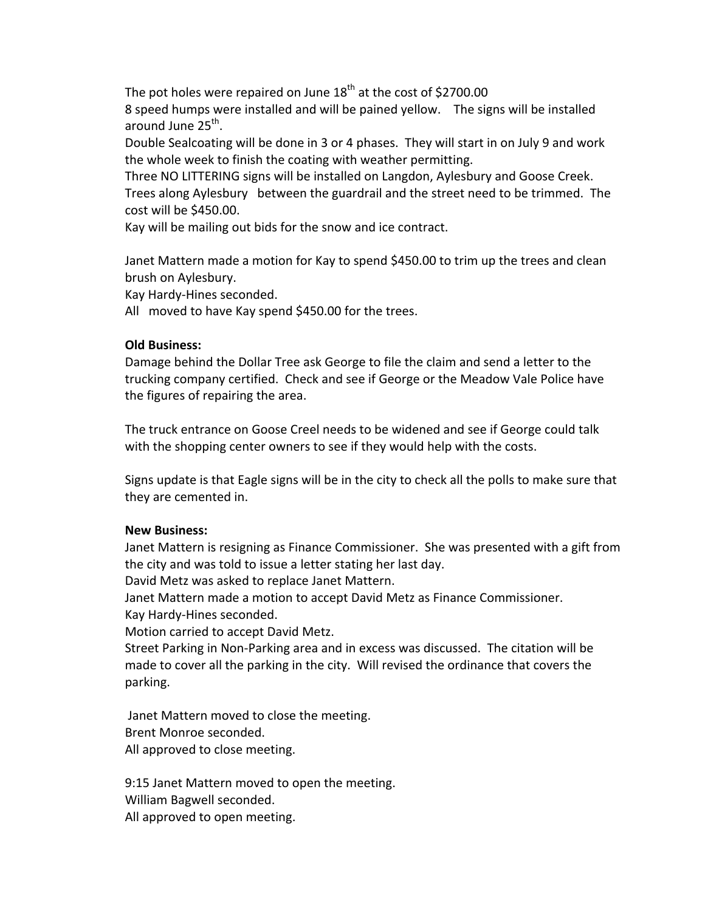The pot holes were repaired on June 18th at the cost of $2700.00

8 speed humps were installed and will be pained yellow. The signs will be installed around June 25th.

Double Sealcoating will be done in 3 or 4 phases. They will start in on July 9 and work the whole week to finish the coating with weather permitting.

Three NO LITTERING signs will be installed on Langdon, Aylesbury and Goose Creek.

Trees along Aylesbury between the guardrail and the street need to be trimmed. The cost will be $450.00.

Kay will be mailing out bids for the snow and ice contract.

Janet Mattern made a motion for Kay to spend $450.00 to trim up the trees and clean brush on Aylesbury.

Kay Hardy-Hines seconded.

All moved to have Kay spend $450.00 for the trees.

**Old Business:**

Damage behind the Dollar Tree ask George to file the claim and send a letter to the trucking company certified. Check and see if George or the Meadow Vale Police have the figures of repairing the area.

The truck entrance on Goose Creel needs to be widened and see if George could talk with the shopping center owners to see if they would help with the costs.

Signs update is that Eagle signs will be in the city to check all the polls to make sure that they are cemented in.

**New Business:**

Janet Mattern is resigning as Finance Commissioner. She was presented with a gift from the city and was told to issue a letter stating her last day.

David Metz was asked to replace Janet Mattern.

Janet Mattern made a motion to accept David Metz as Finance Commissioner.

Kay Hardy-Hines seconded.

Motion carried to accept David Metz.

Street Parking in Non-Parking area and in excess was discussed. The citation will be made to cover all the parking in the city. Will revised the ordinance that covers the parking.

Janet Mattern moved to close the meeting.

Brent Monroe seconded.

All approved to close meeting.

9:15 Janet Mattern moved to open the meeting.

William Bagwell seconded.

All approved to open meeting.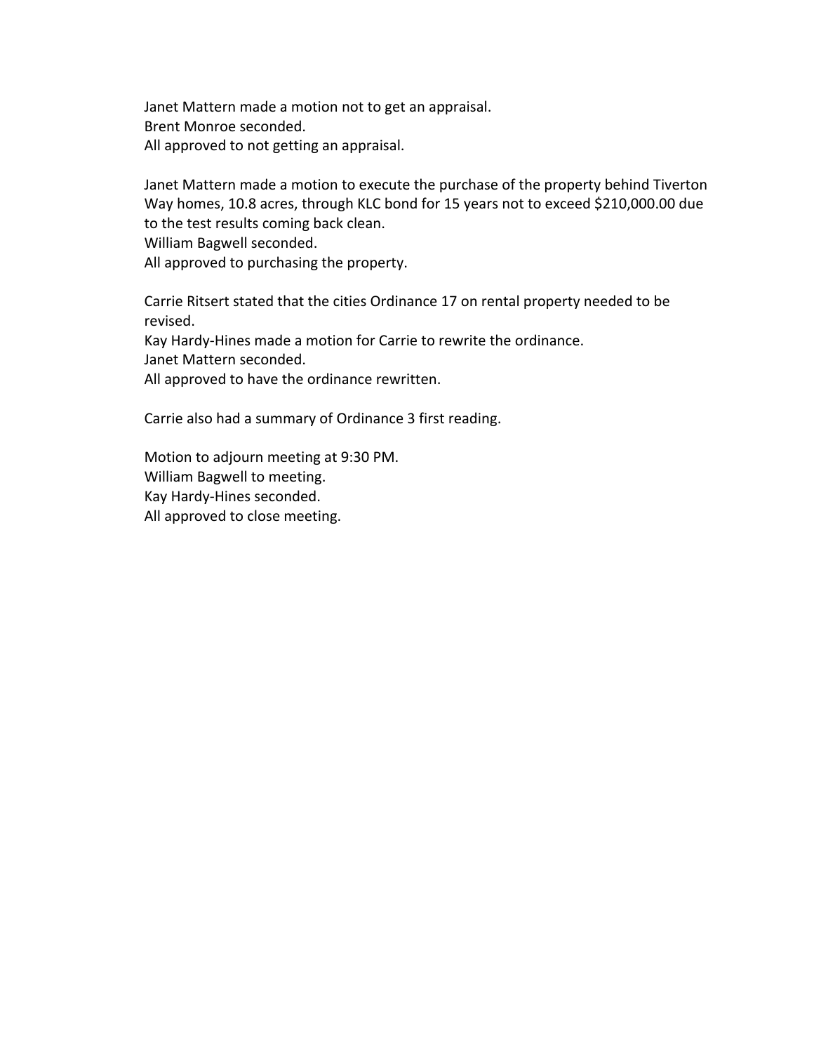Janet Mattern made a motion not to get an appraisal.
Brent Monroe seconded.
All approved to not getting an appraisal.

Janet Mattern made a motion to execute the purchase of the property behind Tiverton Way homes, 10.8 acres, through KLC bond for 15 years not to exceed $210,000.00 due to the test results coming back clean.
William Bagwell seconded.
All approved to purchasing the property.

Carrie Ritsert stated that the cities Ordinance 17 on rental property needed to be revised.
Kay Hardy-Hines made a motion for Carrie to rewrite the ordinance.
Janet Mattern seconded.
All approved to have the ordinance rewritten.

Carrie also had a summary of Ordinance 3 first reading.

Motion to adjourn meeting at 9:30 PM.
William Bagwell to meeting.
Kay Hardy-Hines seconded.
All approved to close meeting.